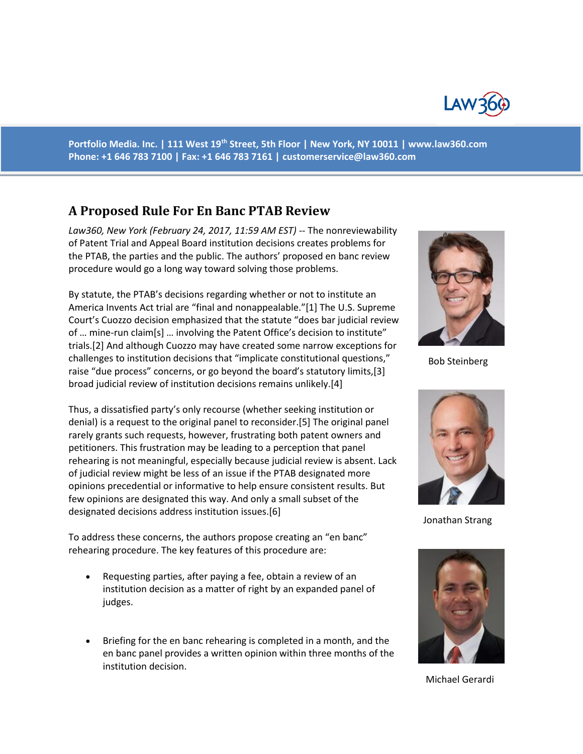Portfolio Media. Inc. | 111 West 19th Street, 5th Floor | New York, NY 10011 | www.law360.com
Phone: +1 646 783 7100 | Fax: +1 646 783 7161 | customerservice@law360.com

## A Proposed Rule For En Banc PTAB Review

*Law360, New York (February 24, 2017, 11:59 AM EST)* -- The nonreviewability of Patent Trial and Appeal Board institution decisions creates problems for the PTAB, the parties and the public. The authors' proposed en banc review procedure would go a long way toward solving those problems.

Bob Steinberg

Jonathan Strang

Michael Gerardi

By statute, the PTAB's decisions regarding whether or not to institute an America Invents Act trial are "final and nonappealable."[1] The U.S. Supreme Court's Cuozzo decision emphasized that the statute "does bar judicial review of … mine-run claim[s] … involving the Patent Office's decision to institute" trials.[2] And although Cuozzo may have created some narrow exceptions for challenges to institution decisions that "implicate constitutional questions," raise "due process" concerns, or go beyond the board's statutory limits,[3] broad judicial review of institution decisions remains unlikely.[4]

Thus, a dissatisfied party's only recourse (whether seeking institution or denial) is a request to the original panel to reconsider.[5] The original panel rarely grants such requests, however, frustrating both patent owners and petitioners. This frustration may be leading to a perception that panel rehearing is not meaningful, especially because judicial review is absent. Lack of judicial review might be less of an issue if the PTAB designated more opinions precedential or informative to help ensure consistent results. But few opinions are designated this way. And only a small subset of the designated decisions address institution issues.[6]

To address these concerns, the authors propose creating an "en banc" rehearing procedure. The key features of this procedure are:

- Requesting parties, after paying a fee, obtain a review of an institution decision as a matter of right by an expanded panel of judges.
- Briefing for the en banc rehearing is completed in a month, and the en banc panel provides a written opinion within three months of the institution decision.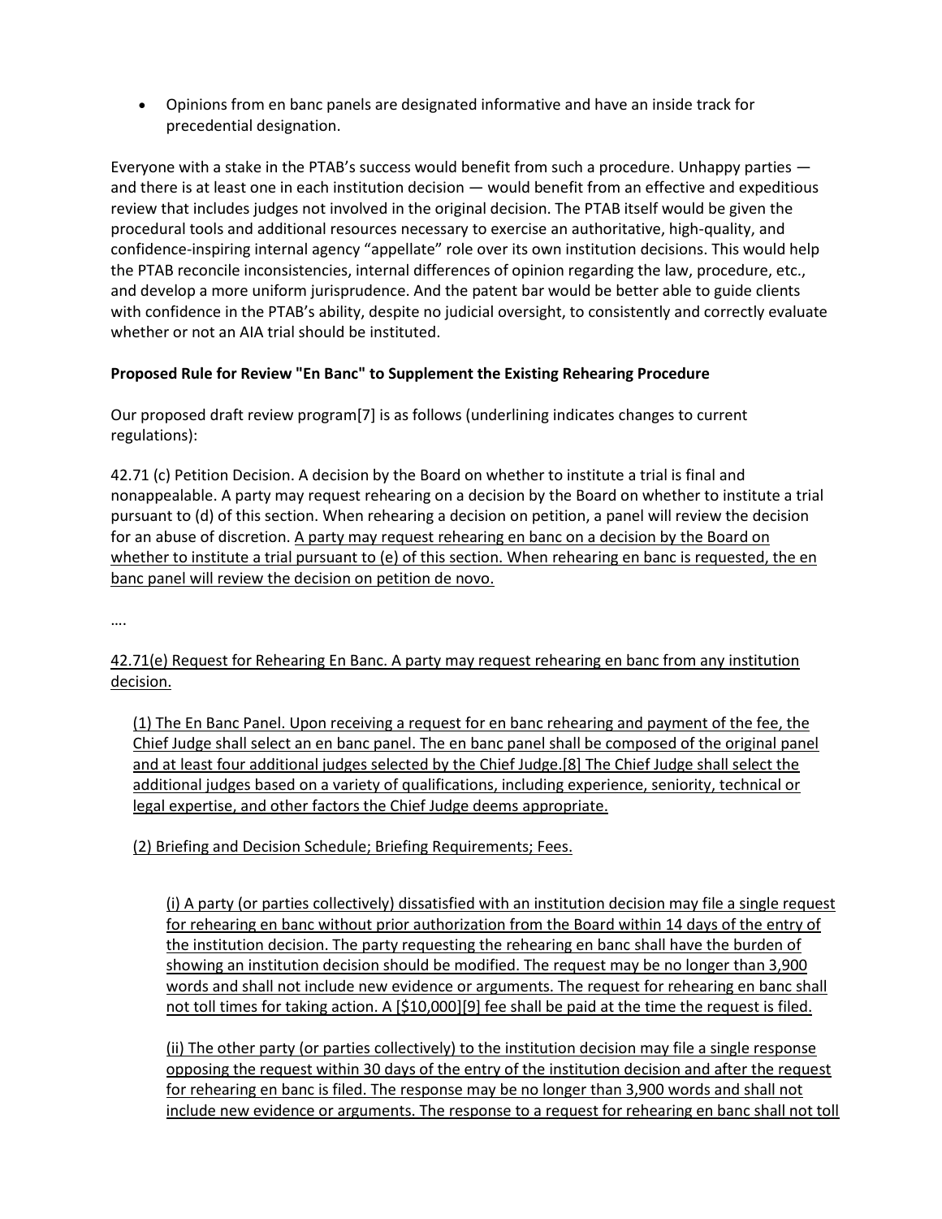- Opinions from en banc panels are designated informative and have an inside track for precedential designation.

Everyone with a stake in the PTAB's success would benefit from such a procedure. Unhappy parties — and there is at least one in each institution decision — would benefit from an effective and expeditious review that includes judges not involved in the original decision. The PTAB itself would be given the procedural tools and additional resources necessary to exercise an authoritative, high-quality, and confidence-inspiring internal agency "appellate" role over its own institution decisions. This would help the PTAB reconcile inconsistencies, internal differences of opinion regarding the law, procedure, etc., and develop a more uniform jurisprudence. And the patent bar would be better able to guide clients with confidence in the PTAB's ability, despite no judicial oversight, to consistently and correctly evaluate whether or not an AIA trial should be instituted.

**Proposed Rule for Review "En Banc" to Supplement the Existing Rehearing Procedure**

Our proposed draft review program[7] is as follows (underlining indicates changes to current regulations):

42.71 (c) Petition Decision. A decision by the Board on whether to institute a trial is final and nonappealable. A party may request rehearing on a decision by the Board on whether to institute a trial pursuant to (d) of this section. When rehearing a decision on petition, a panel will review the decision for an abuse of discretion. <u>A party may request rehearing en banc on a decision by the Board on whether to institute a trial pursuant to (e) of this section. When rehearing en banc is requested, the en banc panel will review the decision on petition de novo.</u>

….

<u>42.71(e) Request for Rehearing En Banc. A party may request rehearing en banc from any institution decision.</u>

> <u>(1) The En Banc Panel. Upon receiving a request for en banc rehearing and payment of the fee, the Chief Judge shall select an en banc panel. The en banc panel shall be composed of the original panel and at least four additional judges selected by the Chief Judge.[8] The Chief Judge shall select the additional judges based on a variety of qualifications, including experience, seniority, technical or legal expertise, and other factors the Chief Judge deems appropriate.</u>
>
> <u>(2) Briefing and Decision Schedule; Briefing Requirements; Fees.</u>
>
> > <u>(i) A party (or parties collectively) dissatisfied with an institution decision may file a single request for rehearing en banc without prior authorization from the Board within 14 days of the entry of the institution decision. The party requesting the rehearing en banc shall have the burden of showing an institution decision should be modified. The request may be no longer than 3,900 words and shall not include new evidence or arguments. The request for rehearing en banc shall not toll times for taking action. A [$10,000][9] fee shall be paid at the time the request is filed.</u>
> >
> > <u>(ii) The other party (or parties collectively) to the institution decision may file a single response opposing the request within 30 days of the entry of the institution decision and after the request for rehearing en banc is filed. The response may be no longer than 3,900 words and shall not include new evidence or arguments. The response to a request for rehearing en banc shall not toll</u>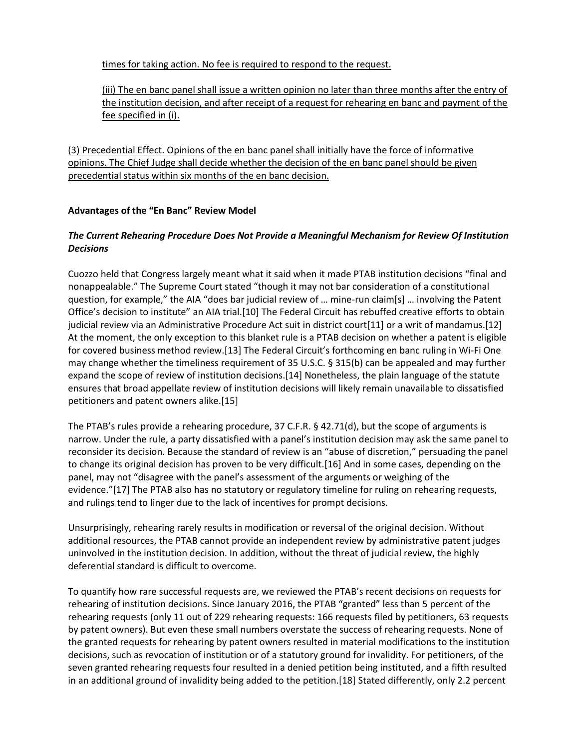times for taking action. No fee is required to respond to the request.

(iii) The en banc panel shall issue a written opinion no later than three months after the entry of the institution decision, and after receipt of a request for rehearing en banc and payment of the fee specified in (i).

(3) Precedential Effect. Opinions of the en banc panel shall initially have the force of informative opinions. The Chief Judge shall decide whether the decision of the en banc panel should be given precedential status within six months of the en banc decision.

**Advantages of the "En Banc" Review Model**

***The Current Rehearing Procedure Does Not Provide a Meaningful Mechanism for Review Of Institution Decisions***

Cuozzo held that Congress largely meant what it said when it made PTAB institution decisions "final and nonappealable." The Supreme Court stated "though it may not bar consideration of a constitutional question, for example," the AIA "does bar judicial review of … mine-run claim[s] … involving the Patent Office's decision to institute" an AIA trial.[10] The Federal Circuit has rebuffed creative efforts to obtain judicial review via an Administrative Procedure Act suit in district court[11] or a writ of mandamus.[12] At the moment, the only exception to this blanket rule is a PTAB decision on whether a patent is eligible for covered business method review.[13] The Federal Circuit's forthcoming en banc ruling in Wi-Fi One may change whether the timeliness requirement of 35 U.S.C. § 315(b) can be appealed and may further expand the scope of review of institution decisions.[14] Nonetheless, the plain language of the statute ensures that broad appellate review of institution decisions will likely remain unavailable to dissatisfied petitioners and patent owners alike.[15]

The PTAB's rules provide a rehearing procedure, 37 C.F.R. § 42.71(d), but the scope of arguments is narrow. Under the rule, a party dissatisfied with a panel's institution decision may ask the same panel to reconsider its decision. Because the standard of review is an "abuse of discretion," persuading the panel to change its original decision has proven to be very difficult.[16] And in some cases, depending on the panel, may not "disagree with the panel's assessment of the arguments or weighing of the evidence."[17] The PTAB also has no statutory or regulatory timeline for ruling on rehearing requests, and rulings tend to linger due to the lack of incentives for prompt decisions.

Unsurprisingly, rehearing rarely results in modification or reversal of the original decision. Without additional resources, the PTAB cannot provide an independent review by administrative patent judges uninvolved in the institution decision. In addition, without the threat of judicial review, the highly deferential standard is difficult to overcome.

To quantify how rare successful requests are, we reviewed the PTAB's recent decisions on requests for rehearing of institution decisions. Since January 2016, the PTAB "granted" less than 5 percent of the rehearing requests (only 11 out of 229 rehearing requests: 166 requests filed by petitioners, 63 requests by patent owners). But even these small numbers overstate the success of rehearing requests. None of the granted requests for rehearing by patent owners resulted in material modifications to the institution decisions, such as revocation of institution or of a statutory ground for invalidity. For petitioners, of the seven granted rehearing requests four resulted in a denied petition being instituted, and a fifth resulted in an additional ground of invalidity being added to the petition.[18] Stated differently, only 2.2 percent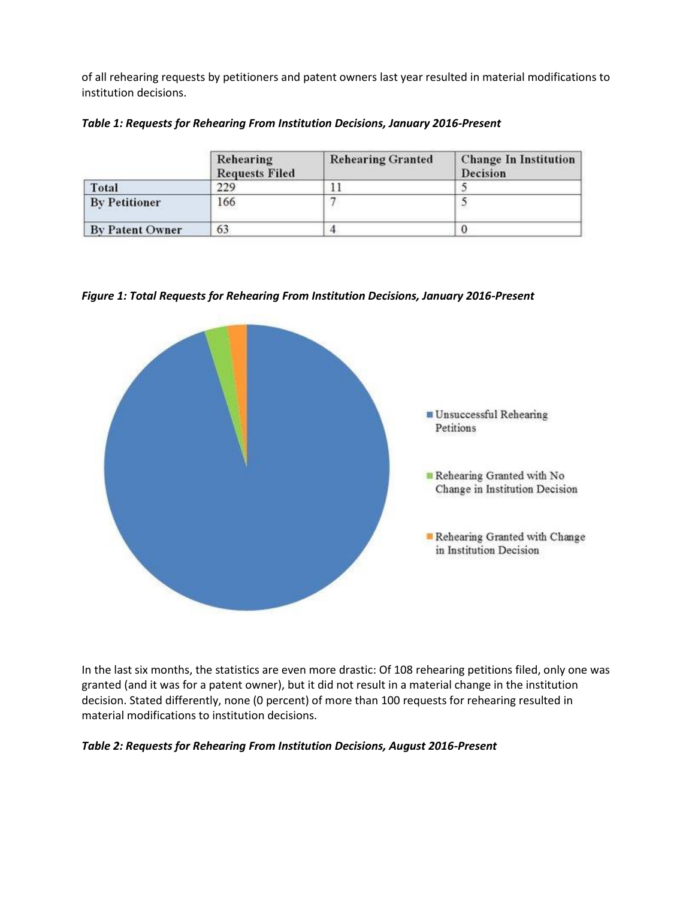of all rehearing requests by petitioners and patent owners last year resulted in material modifications to institution decisions.

***Table 1: Requests for Rehearing From Institution Decisions, January 2016-Present***

| | Rehearing Requests Filed | Rehearing Granted | Change In Institution Decision |
|---|---|---|---|
| Total | 229 | 11 | 5 |
| By Petitioner | 166 | 7 | 5 |
| By Patent Owner | 63 | 4 | 0 |

***Figure 1: Total Requests for Rehearing From Institution Decisions, January 2016-Present***

- Unsuccessful Rehearing Petitions
- Rehearing Granted with No Change in Institution Decision
- Rehearing Granted with Change in Institution Decision

In the last six months, the statistics are even more drastic: Of 108 rehearing petitions filed, only one was granted (and it was for a patent owner), but it did not result in a material change in the institution decision. Stated differently, none (0 percent) of more than 100 requests for rehearing resulted in material modifications to institution decisions.

***Table 2: Requests for Rehearing From Institution Decisions, August 2016-Present***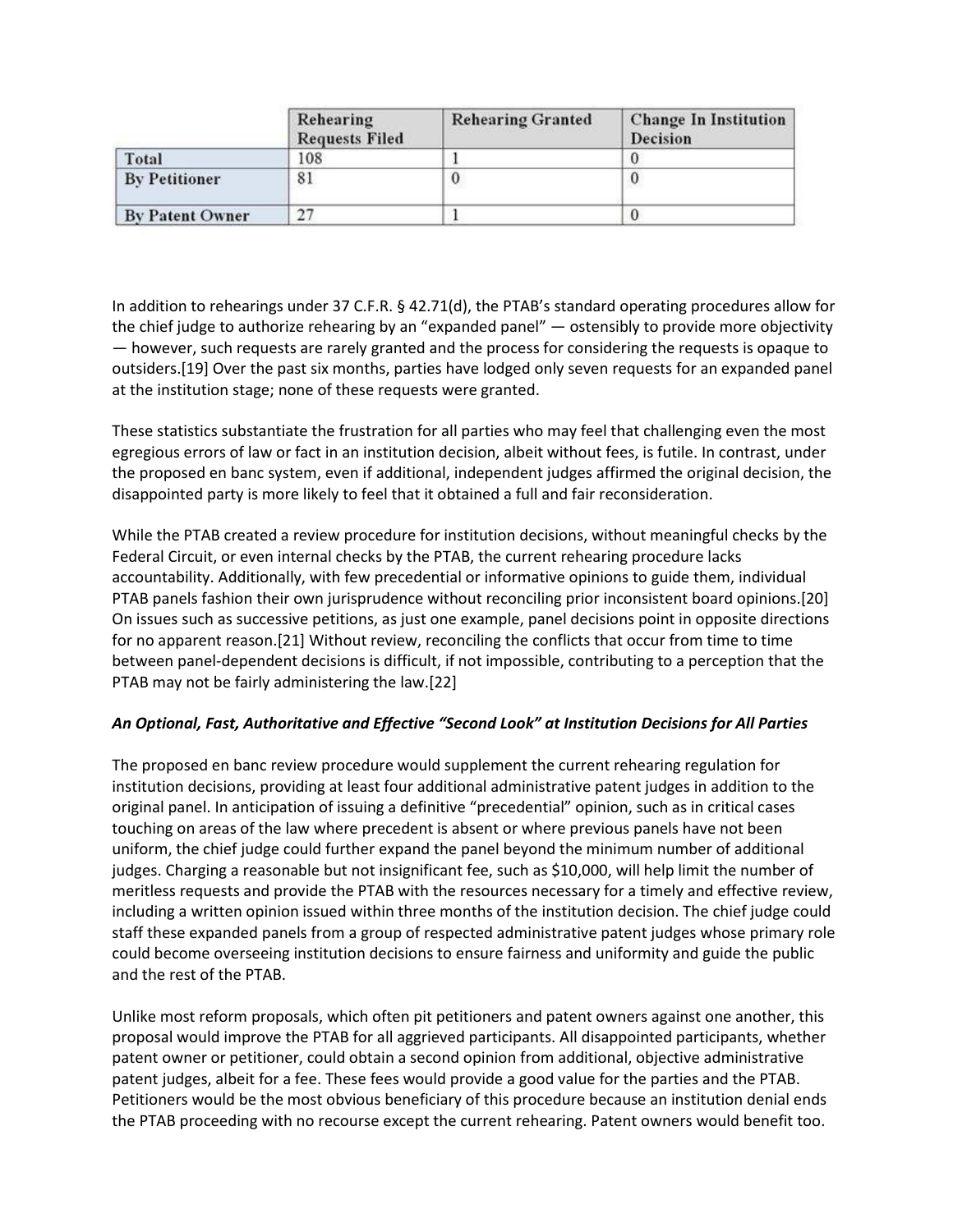| | Rehearing Requests Filed | Rehearing Granted | Change In Institution Decision |
|---|---|---|---|
| Total | 108 | 1 | 0 |
| By Petitioner | 81 | 0 | 0 |
| By Patent Owner | 27 | 1 | 0 |

In addition to rehearings under 37 C.F.R. § 42.71(d), the PTAB's standard operating procedures allow for the chief judge to authorize rehearing by an "expanded panel" — ostensibly to provide more objectivity — however, such requests are rarely granted and the process for considering the requests is opaque to outsiders.[19] Over the past six months, parties have lodged only seven requests for an expanded panel at the institution stage; none of these requests were granted.

These statistics substantiate the frustration for all parties who may feel that challenging even the most egregious errors of law or fact in an institution decision, albeit without fees, is futile. In contrast, under the proposed en banc system, even if additional, independent judges affirmed the original decision, the disappointed party is more likely to feel that it obtained a full and fair reconsideration.

While the PTAB created a review procedure for institution decisions, without meaningful checks by the Federal Circuit, or even internal checks by the PTAB, the current rehearing procedure lacks accountability. Additionally, with few precedential or informative opinions to guide them, individual PTAB panels fashion their own jurisprudence without reconciling prior inconsistent board opinions.[20] On issues such as successive petitions, as just one example, panel decisions point in opposite directions for no apparent reason.[21] Without review, reconciling the conflicts that occur from time to time between panel-dependent decisions is difficult, if not impossible, contributing to a perception that the PTAB may not be fairly administering the law.[22]

***An Optional, Fast, Authoritative and Effective "Second Look" at Institution Decisions for All Parties***

The proposed en banc review procedure would supplement the current rehearing regulation for institution decisions, providing at least four additional administrative patent judges in addition to the original panel. In anticipation of issuing a definitive "precedential" opinion, such as in critical cases touching on areas of the law where precedent is absent or where previous panels have not been uniform, the chief judge could further expand the panel beyond the minimum number of additional judges. Charging a reasonable but not insignificant fee, such as $10,000, will help limit the number of meritless requests and provide the PTAB with the resources necessary for a timely and effective review, including a written opinion issued within three months of the institution decision. The chief judge could staff these expanded panels from a group of respected administrative patent judges whose primary role could become overseeing institution decisions to ensure fairness and uniformity and guide the public and the rest of the PTAB.

Unlike most reform proposals, which often pit petitioners and patent owners against one another, this proposal would improve the PTAB for all aggrieved participants. All disappointed participants, whether patent owner or petitioner, could obtain a second opinion from additional, objective administrative patent judges, albeit for a fee. These fees would provide a good value for the parties and the PTAB. Petitioners would be the most obvious beneficiary of this procedure because an institution denial ends the PTAB proceeding with no recourse except the current rehearing. Patent owners would benefit too.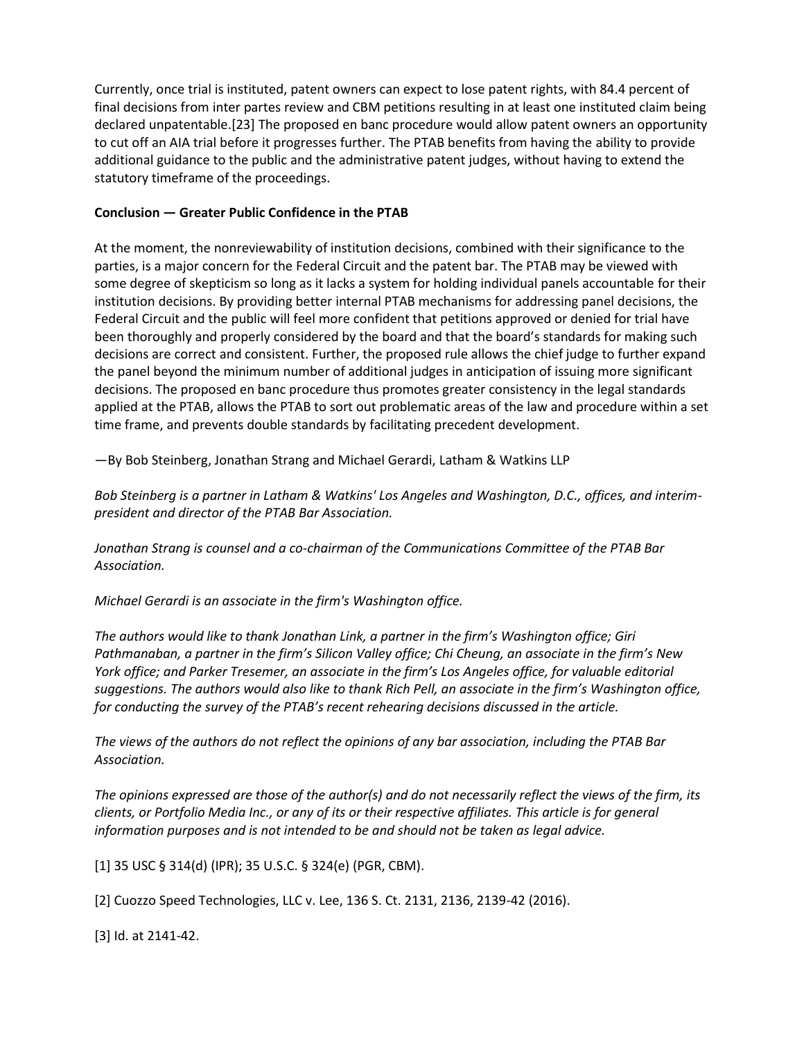Currently, once trial is instituted, patent owners can expect to lose patent rights, with 84.4 percent of final decisions from inter partes review and CBM petitions resulting in at least one instituted claim being declared unpatentable.[23] The proposed en banc procedure would allow patent owners an opportunity to cut off an AIA trial before it progresses further. The PTAB benefits from having the ability to provide additional guidance to the public and the administrative patent judges, without having to extend the statutory timeframe of the proceedings.

**Conclusion — Greater Public Confidence in the PTAB**

At the moment, the nonreviewability of institution decisions, combined with their significance to the parties, is a major concern for the Federal Circuit and the patent bar. The PTAB may be viewed with some degree of skepticism so long as it lacks a system for holding individual panels accountable for their institution decisions. By providing better internal PTAB mechanisms for addressing panel decisions, the Federal Circuit and the public will feel more confident that petitions approved or denied for trial have been thoroughly and properly considered by the board and that the board's standards for making such decisions are correct and consistent. Further, the proposed rule allows the chief judge to further expand the panel beyond the minimum number of additional judges in anticipation of issuing more significant decisions. The proposed en banc procedure thus promotes greater consistency in the legal standards applied at the PTAB, allows the PTAB to sort out problematic areas of the law and procedure within a set time frame, and prevents double standards by facilitating precedent development.

—By Bob Steinberg, Jonathan Strang and Michael Gerardi, Latham & Watkins LLP

*Bob Steinberg is a partner in Latham & Watkins' Los Angeles and Washington, D.C., offices, and interim-president and director of the PTAB Bar Association.*

*Jonathan Strang is counsel and a co-chairman of the Communications Committee of the PTAB Bar Association.*

*Michael Gerardi is an associate in the firm's Washington office.*

*The authors would like to thank Jonathan Link, a partner in the firm's Washington office; Giri Pathmanaban, a partner in the firm's Silicon Valley office; Chi Cheung, an associate in the firm's New York office; and Parker Tresemer, an associate in the firm's Los Angeles office, for valuable editorial suggestions. The authors would also like to thank Rich Pell, an associate in the firm's Washington office, for conducting the survey of the PTAB's recent rehearing decisions discussed in the article.*

*The views of the authors do not reflect the opinions of any bar association, including the PTAB Bar Association.*

*The opinions expressed are those of the author(s) and do not necessarily reflect the views of the firm, its clients, or Portfolio Media Inc., or any of its or their respective affiliates. This article is for general information purposes and is not intended to be and should not be taken as legal advice.*

[1] 35 USC § 314(d) (IPR); 35 U.S.C. § 324(e) (PGR, CBM).

[2] Cuozzo Speed Technologies, LLC v. Lee, 136 S. Ct. 2131, 2136, 2139-42 (2016).

[3] Id. at 2141-42.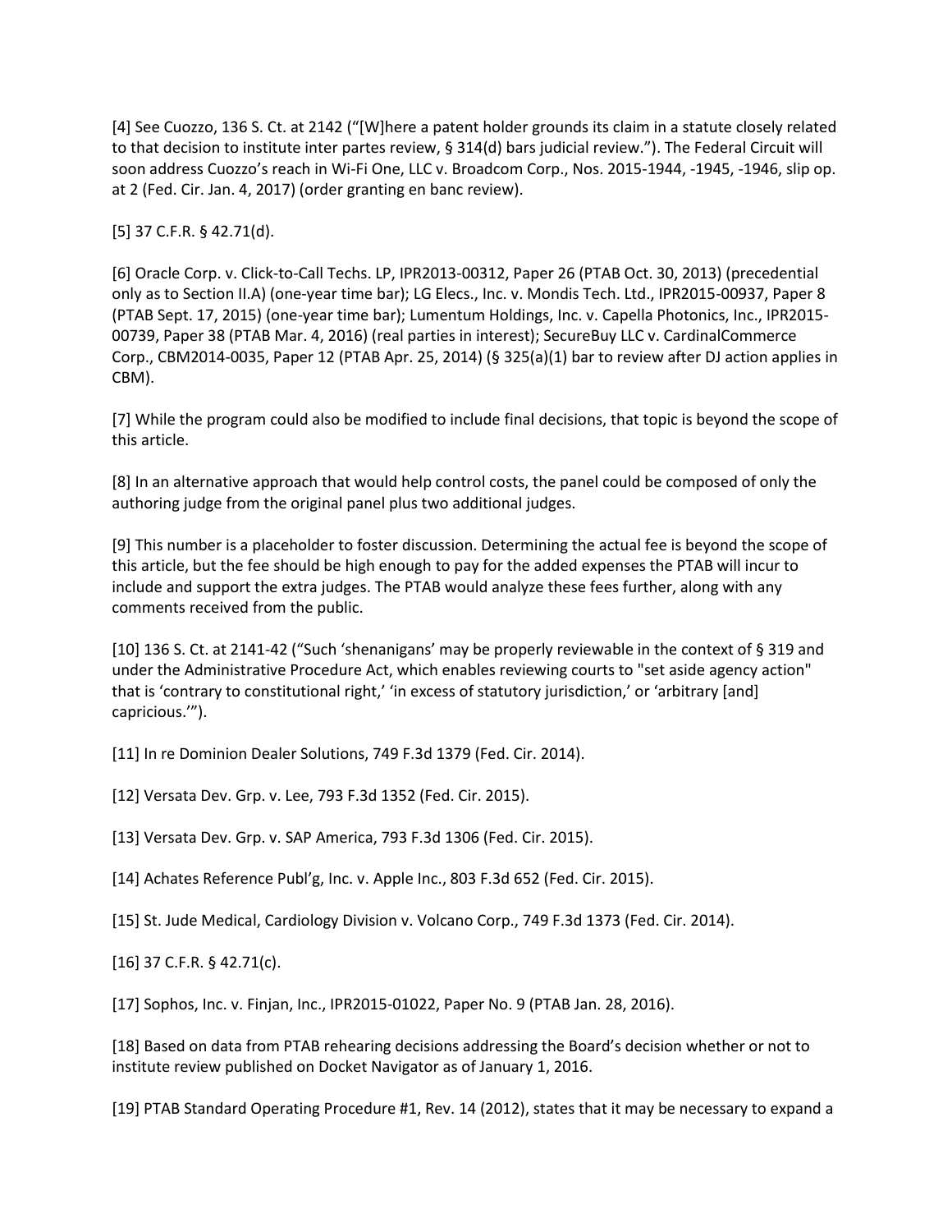[4] See Cuozzo, 136 S. Ct. at 2142 ("[W]here a patent holder grounds its claim in a statute closely related to that decision to institute inter partes review, § 314(d) bars judicial review."). The Federal Circuit will soon address Cuozzo's reach in Wi-Fi One, LLC v. Broadcom Corp., Nos. 2015-1944, -1945, -1946, slip op. at 2 (Fed. Cir. Jan. 4, 2017) (order granting en banc review).

[5] 37 C.F.R. § 42.71(d).

[6] Oracle Corp. v. Click-to-Call Techs. LP, IPR2013-00312, Paper 26 (PTAB Oct. 30, 2013) (precedential only as to Section II.A) (one-year time bar); LG Elecs., Inc. v. Mondis Tech. Ltd., IPR2015-00937, Paper 8 (PTAB Sept. 17, 2015) (one-year time bar); Lumentum Holdings, Inc. v. Capella Photonics, Inc., IPR2015-00739, Paper 38 (PTAB Mar. 4, 2016) (real parties in interest); SecureBuy LLC v. CardinalCommerce Corp., CBM2014-0035, Paper 12 (PTAB Apr. 25, 2014) (§ 325(a)(1) bar to review after DJ action applies in CBM).

[7] While the program could also be modified to include final decisions, that topic is beyond the scope of this article.

[8] In an alternative approach that would help control costs, the panel could be composed of only the authoring judge from the original panel plus two additional judges.

[9] This number is a placeholder to foster discussion. Determining the actual fee is beyond the scope of this article, but the fee should be high enough to pay for the added expenses the PTAB will incur to include and support the extra judges. The PTAB would analyze these fees further, along with any comments received from the public.

[10] 136 S. Ct. at 2141-42 ("Such 'shenanigans' may be properly reviewable in the context of § 319 and under the Administrative Procedure Act, which enables reviewing courts to "set aside agency action" that is 'contrary to constitutional right,' 'in excess of statutory jurisdiction,' or 'arbitrary [and] capricious.'").

[11] In re Dominion Dealer Solutions, 749 F.3d 1379 (Fed. Cir. 2014).

[12] Versata Dev. Grp. v. Lee, 793 F.3d 1352 (Fed. Cir. 2015).

[13] Versata Dev. Grp. v. SAP America, 793 F.3d 1306 (Fed. Cir. 2015).

[14] Achates Reference Publ'g, Inc. v. Apple Inc., 803 F.3d 652 (Fed. Cir. 2015).

[15] St. Jude Medical, Cardiology Division v. Volcano Corp., 749 F.3d 1373 (Fed. Cir. 2014).

[16] 37 C.F.R. § 42.71(c).

[17] Sophos, Inc. v. Finjan, Inc., IPR2015-01022, Paper No. 9 (PTAB Jan. 28, 2016).

[18] Based on data from PTAB rehearing decisions addressing the Board's decision whether or not to institute review published on Docket Navigator as of January 1, 2016.

[19] PTAB Standard Operating Procedure #1, Rev. 14 (2012), states that it may be necessary to expand a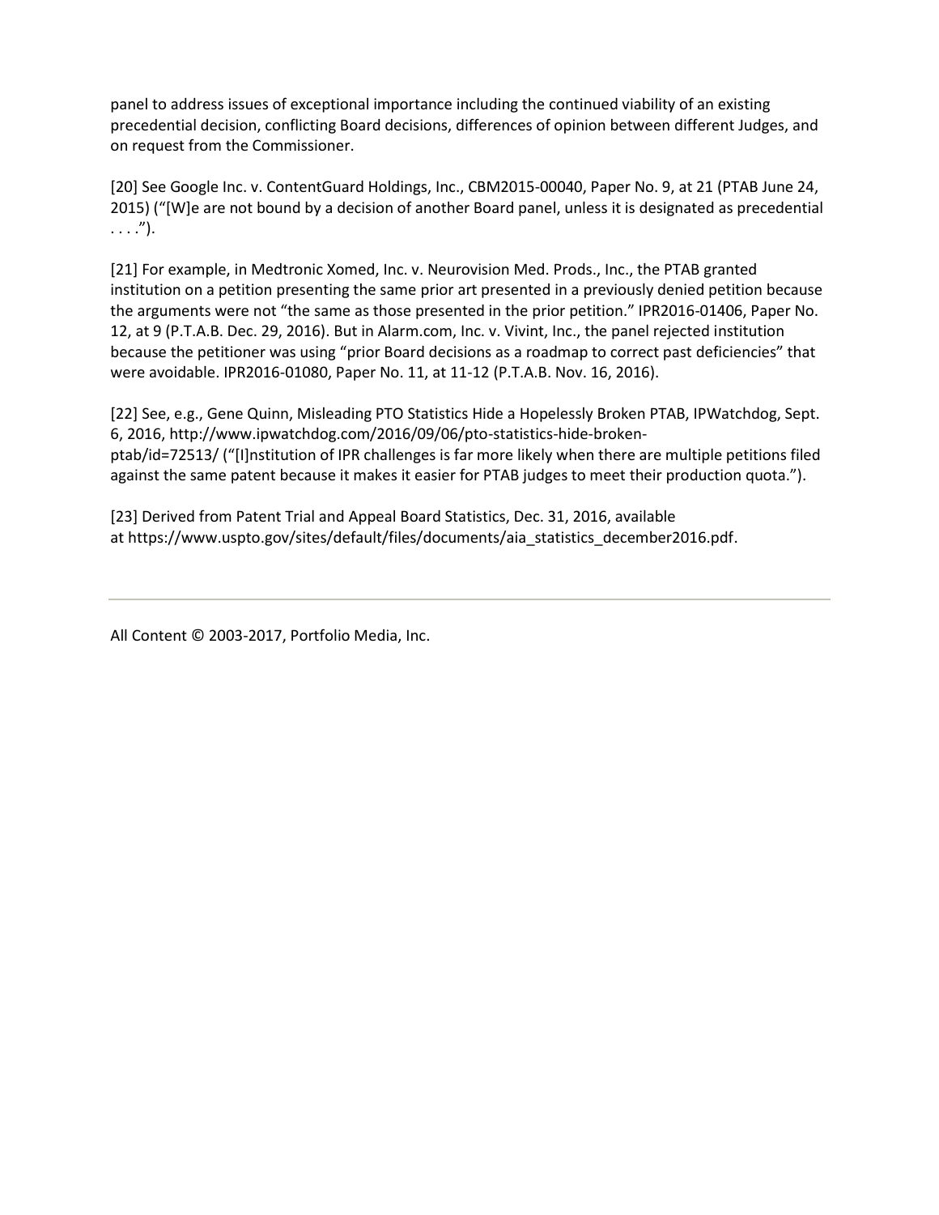panel to address issues of exceptional importance including the continued viability of an existing precedential decision, conflicting Board decisions, differences of opinion between different Judges, and on request from the Commissioner.

[20] See Google Inc. v. ContentGuard Holdings, Inc., CBM2015-00040, Paper No. 9, at 21 (PTAB June 24, 2015) ("[W]e are not bound by a decision of another Board panel, unless it is designated as precedential . . . .").

[21] For example, in Medtronic Xomed, Inc. v. Neurovision Med. Prods., Inc., the PTAB granted institution on a petition presenting the same prior art presented in a previously denied petition because the arguments were not "the same as those presented in the prior petition." IPR2016-01406, Paper No. 12, at 9 (P.T.A.B. Dec. 29, 2016). But in Alarm.com, Inc. v. Vivint, Inc., the panel rejected institution because the petitioner was using "prior Board decisions as a roadmap to correct past deficiencies" that were avoidable. IPR2016-01080, Paper No. 11, at 11-12 (P.T.A.B. Nov. 16, 2016).

[22] See, e.g., Gene Quinn, Misleading PTO Statistics Hide a Hopelessly Broken PTAB, IPWatchdog, Sept. 6, 2016, http://www.ipwatchdog.com/2016/09/06/pto-statistics-hide-broken-ptab/id=72513/ ("[I]nstitution of IPR challenges is far more likely when there are multiple petitions filed against the same patent because it makes it easier for PTAB judges to meet their production quota.").

[23] Derived from Patent Trial and Appeal Board Statistics, Dec. 31, 2016, available at https://www.uspto.gov/sites/default/files/documents/aia_statistics_december2016.pdf.

---

All Content © 2003-2017, Portfolio Media, Inc.